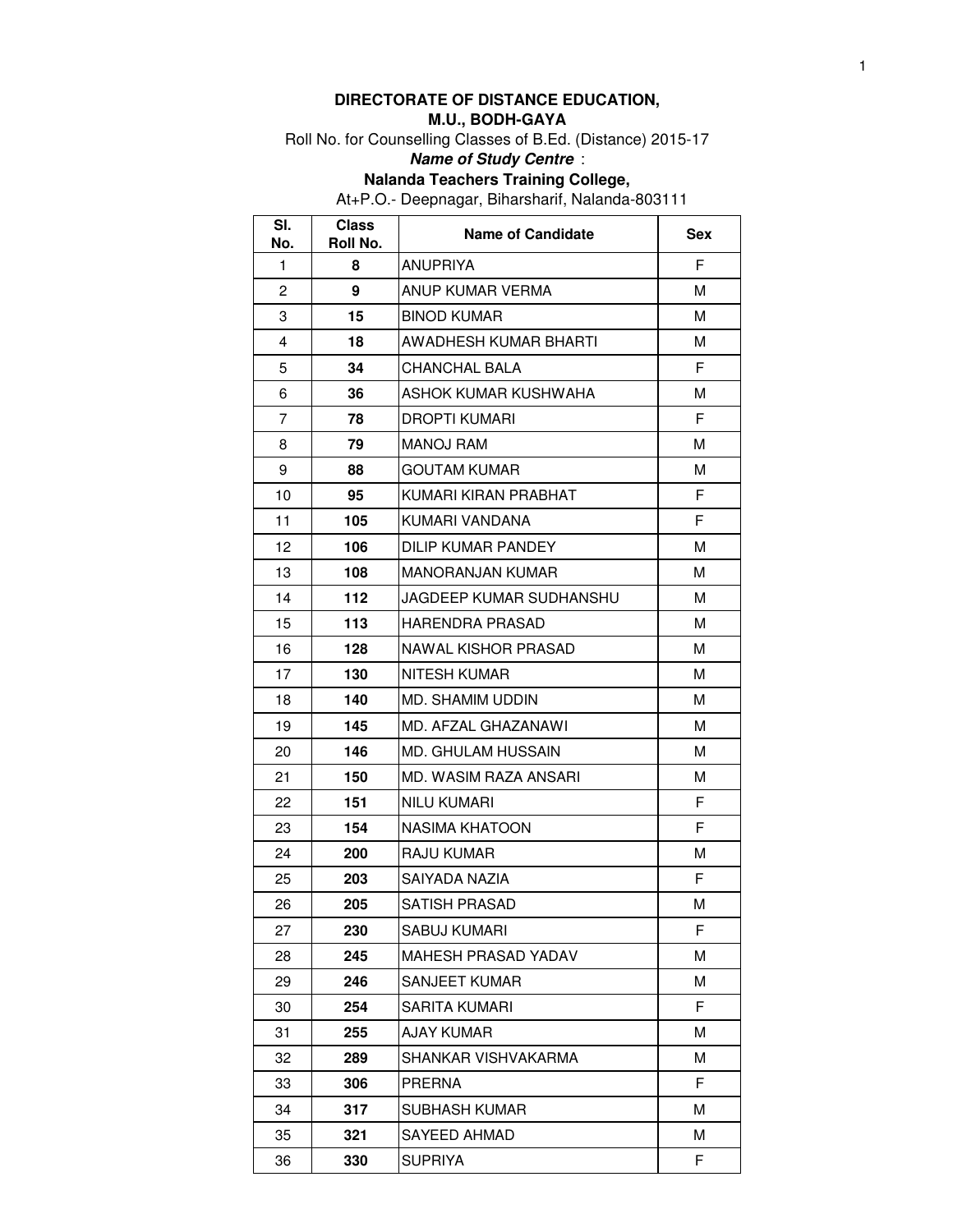**DIRECTORATE OF DISTANCE EDUCATION,**
**M.U., BODH-GAYA**

Roll No. for Counselling Classes of B.Ed. (Distance) 2015-17

***Name of Study Centre*** :

**Nalanda Teachers Training College,**

At+P.O.- Deepnagar, Biharsharif, Nalanda-803111

| Sl. No. | Class Roll No. | Name of Candidate | Sex |
|---|---|---|---|
| 1 | **8** | ANUPRIYA | F |
| 2 | **9** | ANUP KUMAR VERMA | M |
| 3 | **15** | BINOD KUMAR | M |
| 4 | **18** | AWADHESH KUMAR BHARTI | M |
| 5 | **34** | CHANCHAL BALA | F |
| 6 | **36** | ASHOK KUMAR KUSHWAHA | M |
| 7 | **78** | DROPTI KUMARI | F |
| 8 | **79** | MANOJ RAM | M |
| 9 | **88** | GOUTAM KUMAR | M |
| 10 | **95** | KUMARI KIRAN PRABHAT | F |
| 11 | **105** | KUMARI VANDANA | F |
| 12 | **106** | DILIP KUMAR PANDEY | M |
| 13 | **108** | MANORANJAN KUMAR | M |
| 14 | **112** | JAGDEEP KUMAR SUDHANSHU | M |
| 15 | **113** | HARENDRA PRASAD | M |
| 16 | **128** | NAWAL KISHOR PRASAD | M |
| 17 | **130** | NITESH KUMAR | M |
| 18 | **140** | MD. SHAMIM UDDIN | M |
| 19 | **145** | MD. AFZAL GHAZANAWI | M |
| 20 | **146** | MD. GHULAM HUSSAIN | M |
| 21 | **150** | MD. WASIM RAZA ANSARI | M |
| 22 | **151** | NILU KUMARI | F |
| 23 | **154** | NASIMA KHATOON | F |
| 24 | **200** | RAJU KUMAR | M |
| 25 | **203** | SAIYADA NAZIA | F |
| 26 | **205** | SATISH PRASAD | M |
| 27 | **230** | SABUJ KUMARI | F |
| 28 | **245** | MAHESH PRASAD YADAV | M |
| 29 | **246** | SANJEET KUMAR | M |
| 30 | **254** | SARITA KUMARI | F |
| 31 | **255** | AJAY KUMAR | M |
| 32 | **289** | SHANKAR VISHVAKARMA | M |
| 33 | **306** | PRERNA | F |
| 34 | **317** | SUBHASH KUMAR | M |
| 35 | **321** | SAYEED AHMAD | M |
| 36 | **330** | SUPRIYA | F |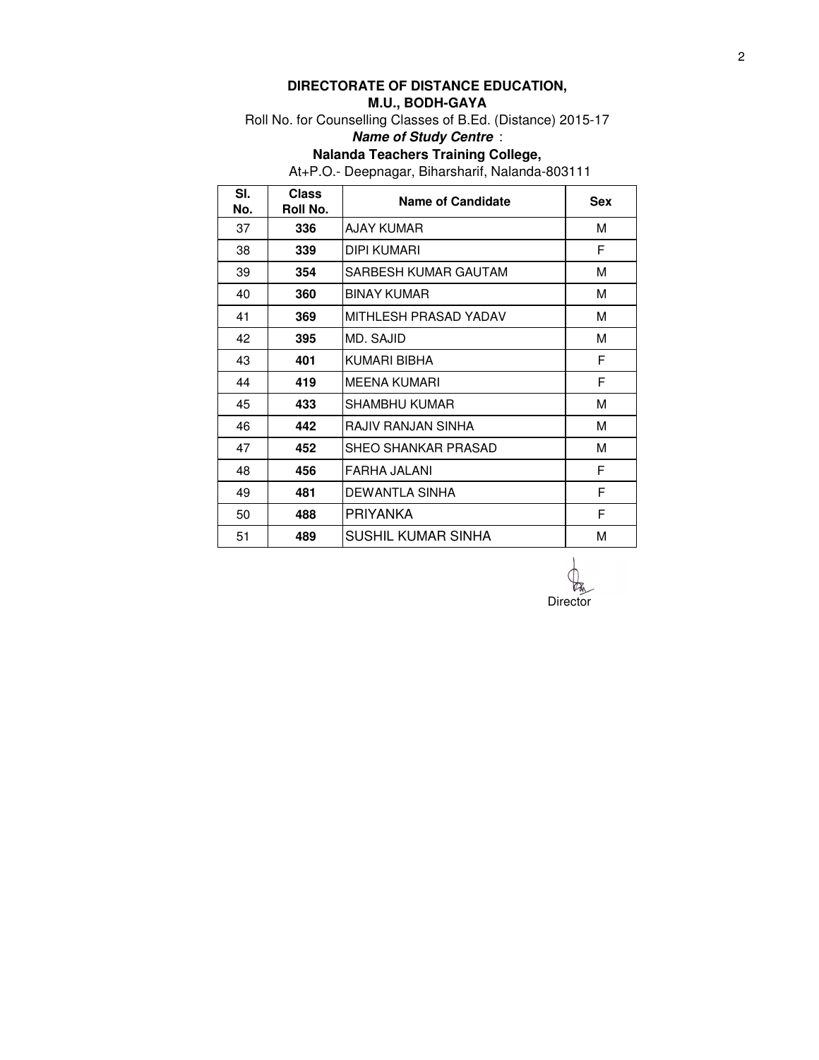**DIRECTORATE OF DISTANCE EDUCATION,**
**M.U., BODH-GAYA**

Roll No. for Counselling Classes of B.Ed. (Distance) 2015-17

***Name of Study Centre*** :

**Nalanda Teachers Training College,**

At+P.O.- Deepnagar, Biharsharif, Nalanda-803111

| Sl. No. | Class Roll No. | Name of Candidate | Sex |
|---|---|---|---|
| 37 | **336** | AJAY KUMAR | M |
| 38 | **339** | DIPI KUMARI | F |
| 39 | **354** | SARBESH KUMAR GAUTAM | M |
| 40 | **360** | BINAY KUMAR | M |
| 41 | **369** | MITHLESH PRASAD YADAV | M |
| 42 | **395** | MD. SAJID | M |
| 43 | **401** | KUMARI BIBHA | F |
| 44 | **419** | MEENA KUMARI | F |
| 45 | **433** | SHAMBHU KUMAR | M |
| 46 | **442** | RAJIV RANJAN SINHA | M |
| 47 | **452** | SHEO SHANKAR PRASAD | M |
| 48 | **456** | FARHA JALANI | F |
| 49 | **481** | DEWANTLA SINHA | F |
| 50 | **488** | PRIYANKA | F |
| 51 | **489** | SUSHIL KUMAR SINHA | M |

Director